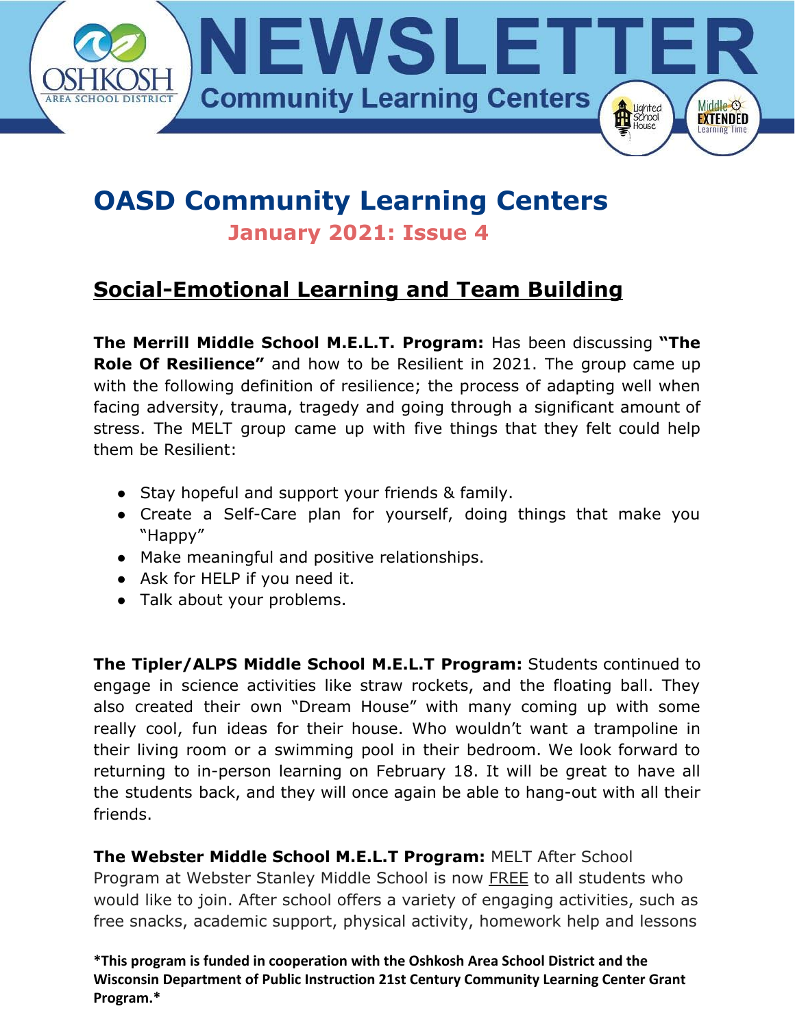# NEWSLETTER

**Community Learning Centers**

## OASD Community Learning Centers

**January 2021: Issue 4**

## Social-Emotional Learning and Team Building

**The Merrill Middle School M.E.L.T. Program:** Has been discussing **"The Role Of Resilience"** and how to be Resilient in 2021. The group came up with the following definition of resilience; the process of adapting well when facing adversity, trauma, tragedy and going through a significant amount of stress. The MELT group came up with five things that they felt could help them be Resilient:

- Stay hopeful and support your friends & family.
- Create a Self-Care plan for yourself, doing things that make you "Happy"
- Make meaningful and positive relationships.
- Ask for HELP if you need it.
- Talk about your problems.

**The Tipler/ALPS Middle School M.E.L.T Program:** Students continued to engage in science activities like straw rockets, and the floating ball. They also created their own "Dream House" with many coming up with some really cool, fun ideas for their house. Who wouldn't want a trampoline in their living room or a swimming pool in their bedroom. We look forward to returning to in-person learning on February 18. It will be great to have all the students back, and they will once again be able to hang-out with all their friends.

**The Webster Middle School M.E.L.T Program:** MELT After School Program at Webster Stanley Middle School is now FREE to all students who would like to join. After school offers a variety of engaging activities, such as free snacks, academic support, physical activity, homework help and lessons

***This program is funded in cooperation with the Oshkosh Area School District and the Wisconsin Department of Public Instruction 21st Century Community Learning Center Grant Program.***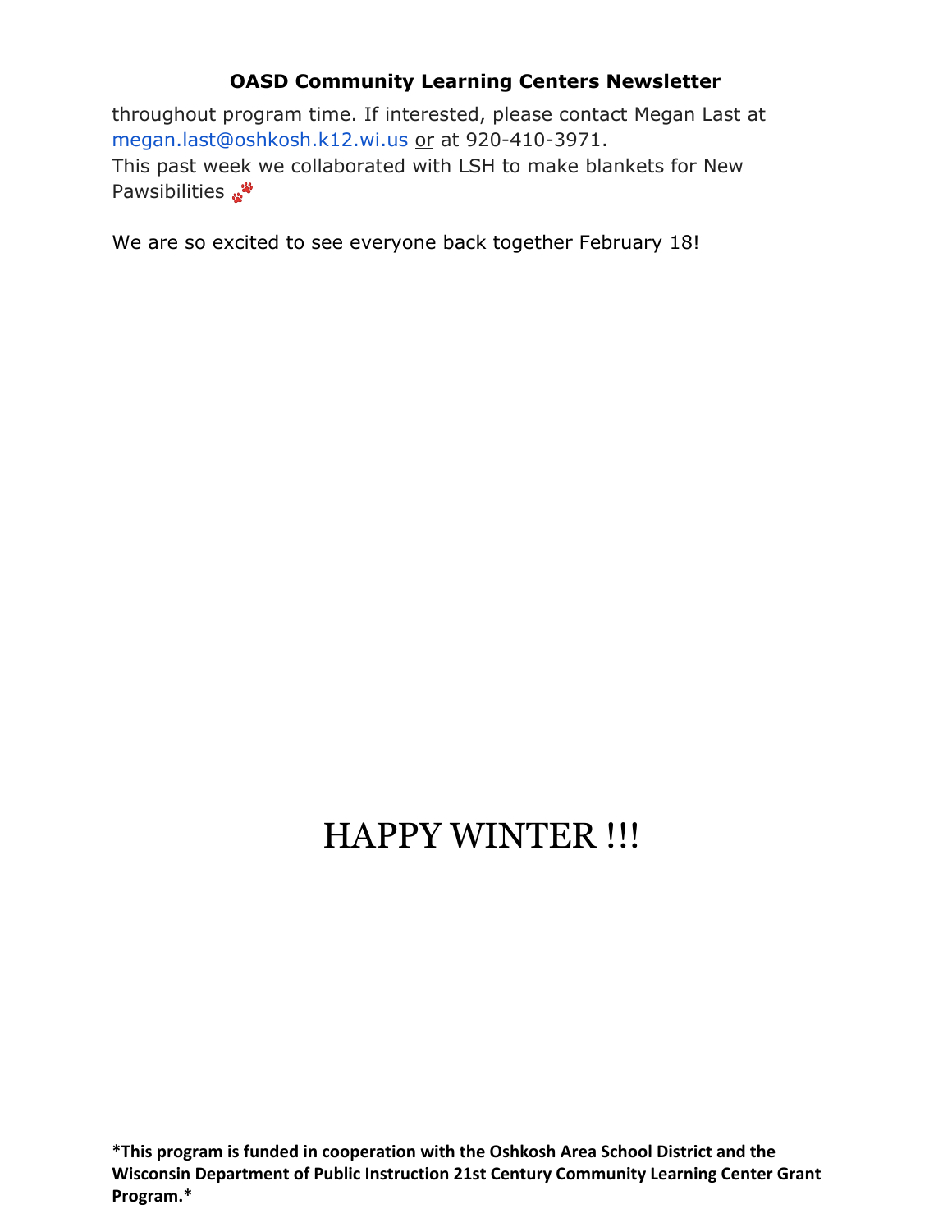throughout program time. If interested, please contact Megan Last at megan.last@oshkosh.k12.wi.us or at 920-410-3971.
This past week we collaborated with LSH to make blankets for New Pawsibilities 🐾

We are so excited to see everyone back together February 18!

# HAPPY WINTER !!!

**\*This program is funded in cooperation with the Oshkosh Area School District and the Wisconsin Department of Public Instruction 21st Century Community Learning Center Grant Program.\***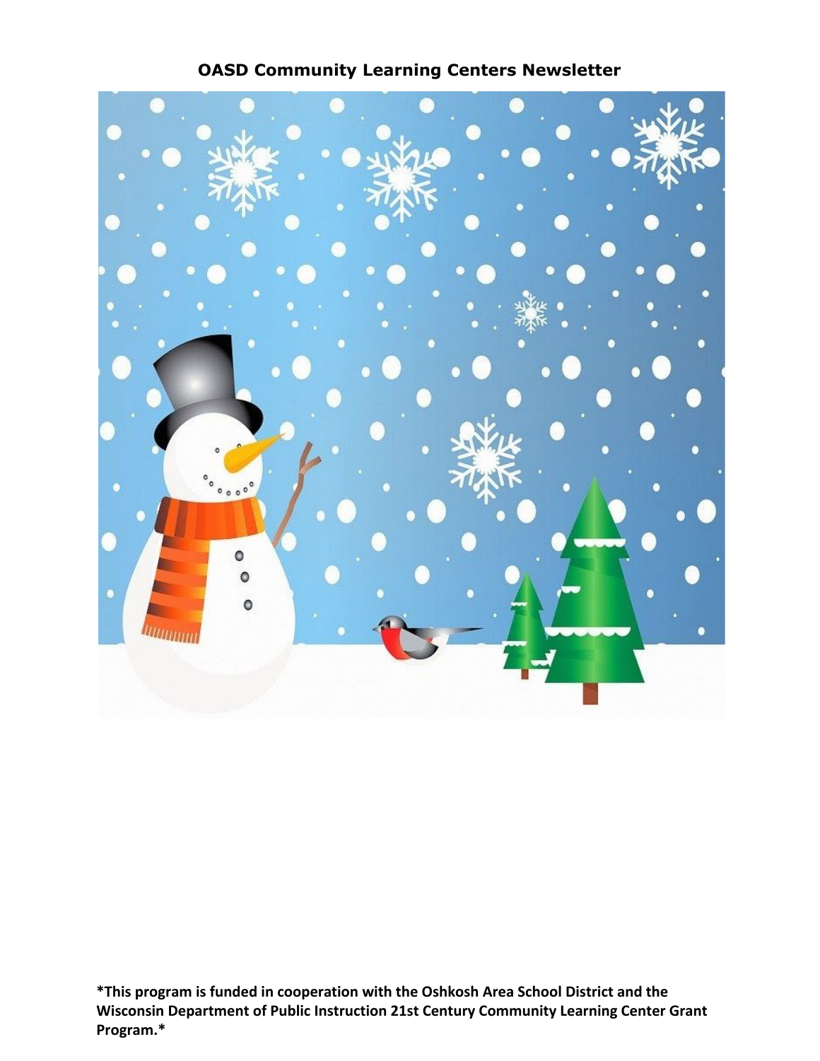**OASD Community Learning Centers Newsletter**

**\*This program is funded in cooperation with the Oshkosh Area School District and the Wisconsin Department of Public Instruction 21st Century Community Learning Center Grant Program.\***